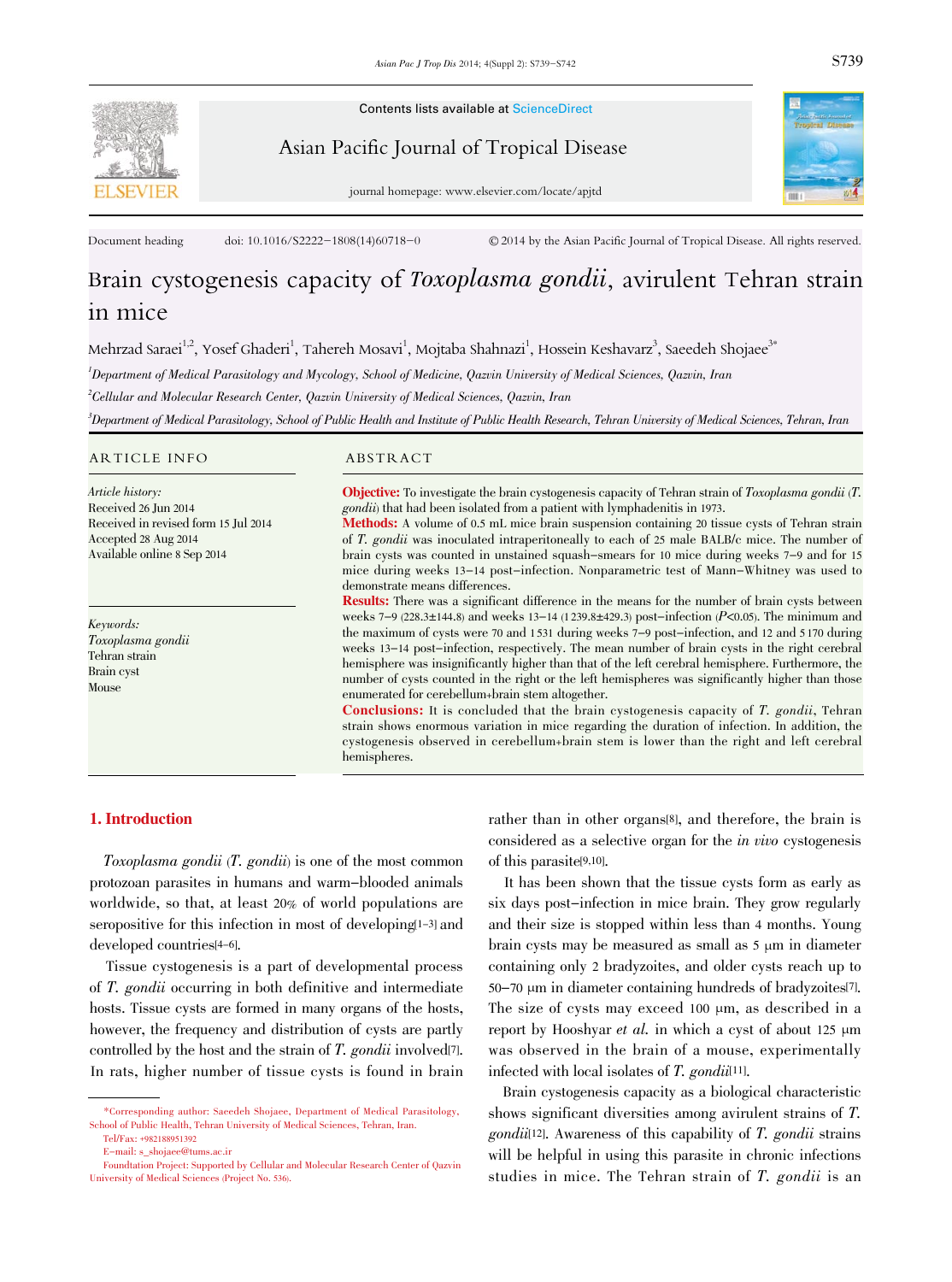Contents lists available at ScienceDirect

Asian Pacific Journal of Tropical Disease

journal homepage: www.elsevier.com/locate/apjtd

Document heading doi: 10.1016/S2222-1808(14)60718-0 © 2014 by the Asian Pacific Journal of Tropical Disease. All rights reserved.

# Brain cystogenesis capacity of *Toxoplasma gondii*, avirulent Tehran strain in mice

Mehrzad Saraei[1,2], Yosef Ghaderi[1], Tahereh Mosavi[1], Mojtaba Shahnazi[1], Hossein Keshavarz[3], Saeedeh Shojaee[3*]

[1]*Department of Medical Parasitology and Mycology, School of Medicine, Qazvin University of Medical Sciences, Qazvin, Iran*

[2]*Cellular and Molecular Research Center, Qazvin University of Medical Sciences, Qazvin, Iran*

[3]*Department of Medical Parasitology, School of Public Health and Institute of Public Health Research, Tehran University of Medical Sciences, Tehran, Iran*

## ARTICLE INFO

*Article history:*
Received 26 Jun 2014
Received in revised form 15 Jul 2014
Accepted 28 Aug 2014
Available online 8 Sep 2014

*Keywords:*
*Toxoplasma gondii*
Tehran strain
Brain cyst
Mouse

## ABSTRACT

**Objective:** To investigate the brain cystogenesis capacity of Tehran strain of *Toxoplasma gondii* (*T. gondii*) that had been isolated from a patient with lymphadenitis in 1973.

**Methods:** A volume of 0.5 mL mice brain suspension containing 20 tissue cysts of Tehran strain of *T. gondii* was inoculated intraperitoneally to each of 25 male BALB/c mice. The number of brain cysts was counted in unstained squash-smears for 10 mice during weeks 7-9 and for 15 mice during weeks 13-14 post-infection. Nonparametric test of Mann-Whitney was used to demonstrate means differences.

**Results:** There was a significant difference in the means for the number of brain cysts between weeks 7-9 (228.3±144.8) and weeks 13-14 (1 239.8±429.3) post-infection ($P<0.05$). The minimum and the maximum of cysts were 70 and 1 531 during weeks 7-9 post-infection, and 12 and 5 170 during weeks 13-14 post-infection, respectively. The mean number of brain cysts in the right cerebral hemisphere was insignificantly higher than that of the left cerebral hemisphere. Furthermore, the number of cysts counted in the right or the left hemispheres was significantly higher than those enumerated for cerebellum+brain stem altogether.

**Conclusions:** It is concluded that the brain cystogenesis capacity of *T. gondii*, Tehran strain shows enormous variation in mice regarding the duration of infection. In addition, the cystogenesis observed in cerebellum+brain stem is lower than the right and left cerebral hemispheres.

## 1. Introduction

*Toxoplasma gondii* (*T. gondii*) is one of the most common protozoan parasites in humans and warm-blooded animals worldwide, so that, at least 20% of world populations are seropositive for this infection in most of developing[1-3] and developed countries[4-6].

Tissue cystogenesis is a part of developmental process of *T. gondii* occurring in both definitive and intermediate hosts. Tissue cysts are formed in many organs of the hosts, however, the frequency and distribution of cysts are partly controlled by the host and the strain of *T. gondii* involved[7]. In rats, higher number of tissue cysts is found in brain rather than in other organs[8], and therefore, the brain is considered as a selective organ for the *in vivo* cystogenesis of this parasite[9,10].

It has been shown that the tissue cysts form as early as six days post-infection in mice brain. They grow regularly and their size is stopped within less than 4 months. Young brain cysts may be measured as small as 5 μm in diameter containing only 2 bradyzoites, and older cysts reach up to 50-70 μm in diameter containing hundreds of bradyzoites[7]. The size of cysts may exceed 100 μm, as described in a report by Hooshyar *et al.* in which a cyst of about 125 μm was observed in the brain of a mouse, experimentally infected with local isolates of *T. gondii*[11].

Brain cystogenesis capacity as a biological characteristic shows significant diversities among avirulent strains of *T. gondii*[12]. Awareness of this capability of *T. gondii* strains will be helpful in using this parasite in chronic infections studies in mice. The Tehran strain of *T. gondii* is an

---

*Corresponding author: Saeedeh Shojaee, Department of Medical Parasitology, School of Public Health, Tehran University of Medical Sciences, Tehran, Iran.
Tel/Fax: +982188951392
E-mail: s_shojaee@tums.ac.ir
Foundation Project: Supported by Cellular and Molecular Research Center of Qazvin University of Medical Sciences (Project No. 536).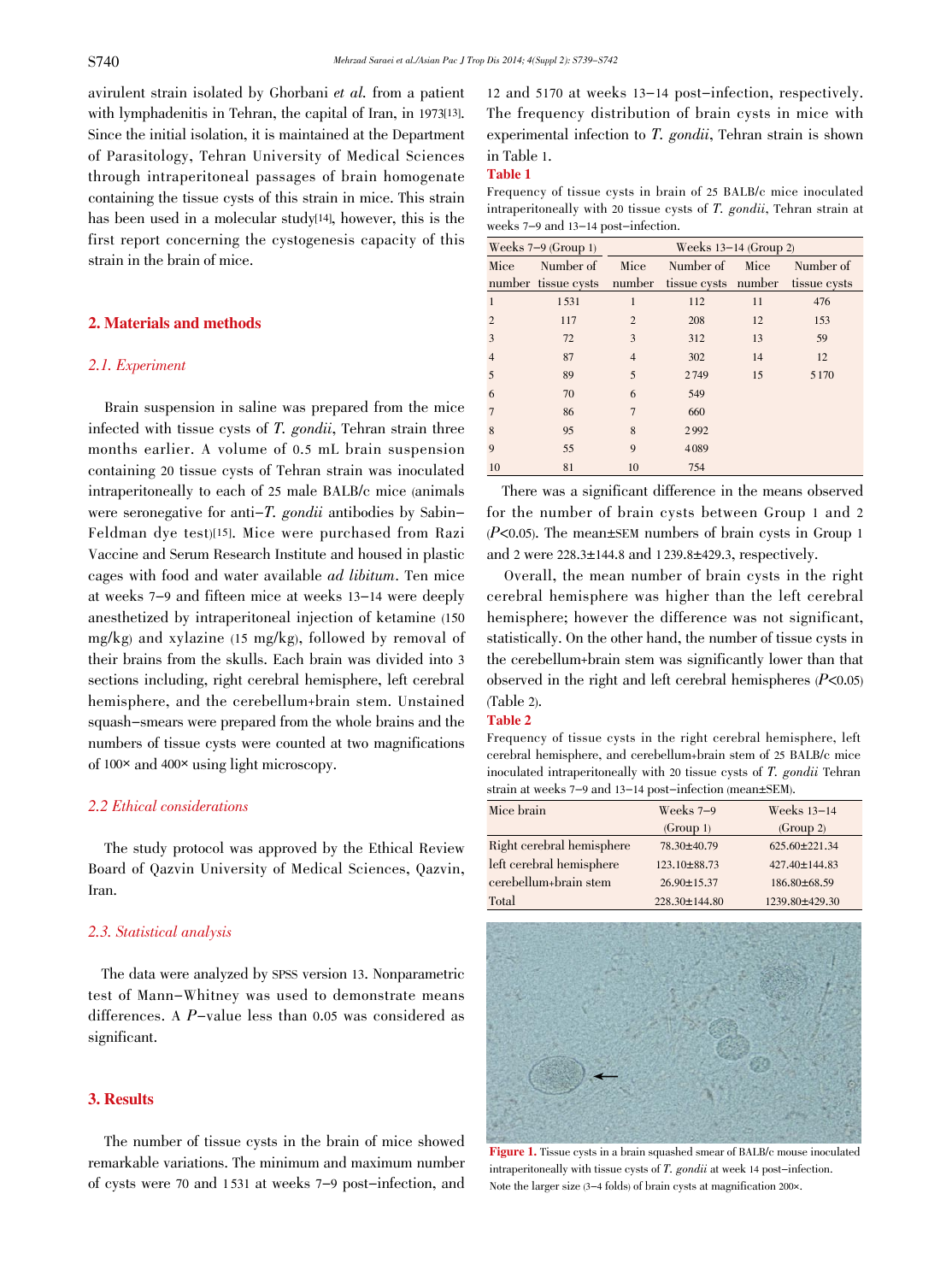avirulent strain isolated by Ghorbani *et al.* from a patient with lymphadenitis in Tehran, the capital of Iran, in 1973[13]. Since the initial isolation, it is maintained at the Department of Parasitology, Tehran University of Medical Sciences through intraperitoneal passages of brain homogenate containing the tissue cysts of this strain in mice. This strain has been used in a molecular study[14], however, this is the first report concerning the cystogenesis capacity of this strain in the brain of mice.

## 2. Materials and methods

### 2.1. Experiment

Brain suspension in saline was prepared from the mice infected with tissue cysts of *T. gondii*, Tehran strain three months earlier. A volume of 0.5 mL brain suspension containing 20 tissue cysts of Tehran strain was inoculated intraperitoneally to each of 25 male BALB/c mice (animals were seronegative for anti-*T. gondii* antibodies by Sabin-Feldman dye test)[15]. Mice were purchased from Razi Vaccine and Serum Research Institute and housed in plastic cages with food and water available *ad libitum*. Ten mice at weeks 7-9 and fifteen mice at weeks 13-14 were deeply anesthetized by intraperitoneal injection of ketamine (150 mg/kg) and xylazine (15 mg/kg), followed by removal of their brains from the skulls. Each brain was divided into 3 sections including, right cerebral hemisphere, left cerebral hemisphere, and the cerebellum+brain stem. Unstained squash-smears were prepared from the whole brains and the numbers of tissue cysts were counted at two magnifications of 100× and 400× using light microscopy.

### 2.2 Ethical considerations

The study protocol was approved by the Ethical Review Board of Qazvin University of Medical Sciences, Qazvin, Iran.

### 2.3. Statistical analysis

The data were analyzed by SPSS version 13. Nonparametric test of Mann-Whitney was used to demonstrate means differences. A *P*-value less than 0.05 was considered as significant.

## 3. Results

The number of tissue cysts in the brain of mice showed remarkable variations. The minimum and maximum number of cysts were 70 and 1531 at weeks 7-9 post-infection, and 12 and 5170 at weeks 13-14 post-infection, respectively. The frequency distribution of brain cysts in mice with experimental infection to *T. gondii*, Tehran strain is shown in Table 1.

**Table 1**

Frequency of tissue cysts in brain of 25 BALB/c mice inoculated intraperitoneally with 20 tissue cysts of *T. gondii*, Tehran strain at weeks 7-9 and 13-14 post-infection.

| Weeks 7-9 (Group 1) | | Weeks 13-14 (Group 2) | | | |
|---|---|---|---|---|---|
| Mice number | Number of tissue cysts | Mice number | Number of tissue cysts | Mice number | Number of tissue cysts |
| 1 | 1531 | 1 | 112 | 11 | 476 |
| 2 | 117 | 2 | 208 | 12 | 153 |
| 3 | 72 | 3 | 312 | 13 | 59 |
| 4 | 87 | 4 | 302 | 14 | 12 |
| 5 | 89 | 5 | 2749 | 15 | 5170 |
| 6 | 70 | 6 | 549 | | |
| 7 | 86 | 7 | 660 | | |
| 8 | 95 | 8 | 2992 | | |
| 9 | 55 | 9 | 4089 | | |
| 10 | 81 | 10 | 754 | | |

There was a significant difference in the means observed for the number of brain cysts between Group 1 and 2 ($P<0.05$). The mean±SEM numbers of brain cysts in Group 1 and 2 were 228.3±144.8 and 1239.8±429.3, respectively.

Overall, the mean number of brain cysts in the right cerebral hemisphere was higher than the left cerebral hemisphere; however the difference was not significant, statistically. On the other hand, the number of tissue cysts in the cerebellum+brain stem was significantly lower than that observed in the right and left cerebral hemispheres ($P<0.05$) (Table 2).

**Table 2**

Frequency of tissue cysts in the right cerebral hemisphere, left cerebral hemisphere, and cerebellum+brain stem of 25 BALB/c mice inoculated intraperitoneally with 20 tissue cysts of *T. gondii* Tehran strain at weeks 7-9 and 13-14 post-infection (mean±SEM).

| Mice brain | Weeks 7-9 (Group 1) | Weeks 13-14 (Group 2) |
|---|---|---|
| Right cerebral hemisphere | 78.30±40.79 | 625.60±221.34 |
| left cerebral hemisphere | 123.10±88.73 | 427.40±144.83 |
| cerebellum+brain stem | 26.90±15.37 | 186.80±68.59 |
| Total | 228.30±144.80 | 1239.80±429.30 |

**Figure 1.** Tissue cysts in a brain squashed smear of BALB/c mouse inoculated intraperitoneally with tissue cysts of *T. gondii* at week 14 post-infection. Note the larger size (3-4 folds) of brain cysts at magnification 200×.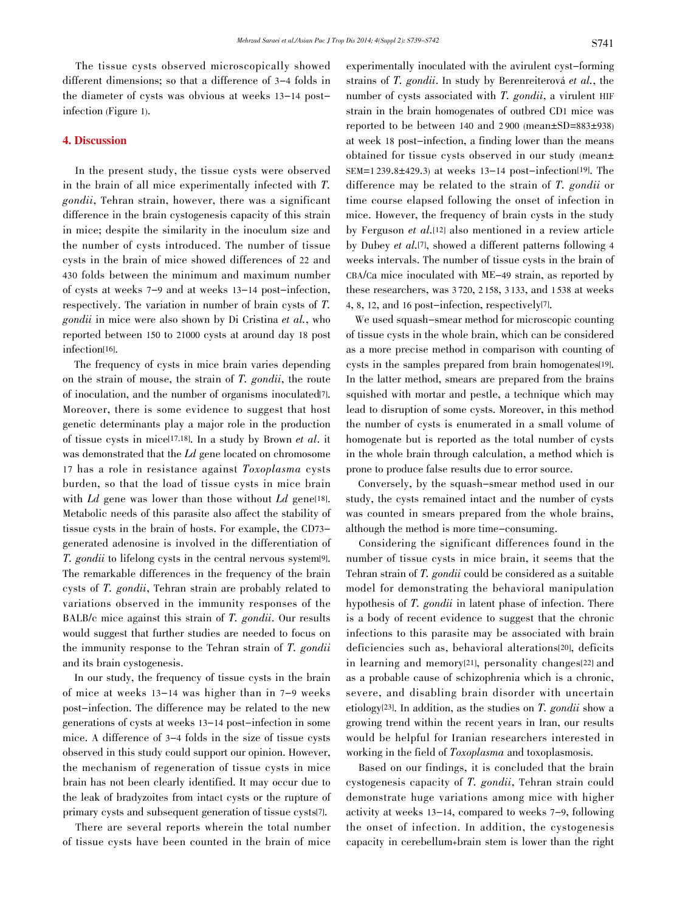The tissue cysts observed microscopically showed different dimensions; so that a difference of 3–4 folds in the diameter of cysts was obvious at weeks 13–14 post-infection (Figure 1).

## 4. Discussion

In the present study, the tissue cysts were observed in the brain of all mice experimentally infected with *T. gondii*, Tehran strain, however, there was a significant difference in the brain cystogenesis capacity of this strain in mice; despite the similarity in the inoculum size and the number of cysts introduced. The number of tissue cysts in the brain of mice showed differences of 22 and 430 folds between the minimum and maximum number of cysts at weeks 7–9 and at weeks 13–14 post-infection, respectively. The variation in number of brain cysts of *T. gondii* in mice were also shown by Di Cristina *et al.*, who reported between 150 to 21000 cysts at around day 18 post infection[16].

The frequency of cysts in mice brain varies depending on the strain of mouse, the strain of *T. gondii*, the route of inoculation, and the number of organisms inoculated[7]. Moreover, there is some evidence to suggest that host genetic determinants play a major role in the production of tissue cysts in mice[17,18]. In a study by Brown *et al.* it was demonstrated that the *Ld* gene located on chromosome 17 has a role in resistance against *Toxoplasma* cysts burden, so that the load of tissue cysts in mice brain with *Ld* gene was lower than those without *Ld* gene[18]. Metabolic needs of this parasite also affect the stability of tissue cysts in the brain of hosts. For example, the CD73-generated adenosine is involved in the differentiation of *T. gondii* to lifelong cysts in the central nervous system[9]. The remarkable differences in the frequency of the brain cysts of *T. gondii*, Tehran strain are probably related to variations observed in the immunity responses of the BALB/c mice against this strain of *T. gondii*. Our results would suggest that further studies are needed to focus on the immune response to the Tehran strain of *T. gondii* and its brain cystogenesis.

In our study, the frequency of tissue cysts in the brain of mice at weeks 13–14 was higher than in 7–9 weeks post-infection. The difference may be related to the new generations of cysts at weeks 13–14 post-infection in some mice. A difference of 3–4 folds in the size of tissue cysts observed in this study could support our opinion. However, the mechanism of regeneration of tissue cysts in mice brain has not been clearly identified. It may occur due to the leak of bradyzoites from intact cysts or the rupture of primary cysts and subsequent generation of tissue cysts[7].

There are several reports wherein the total number of tissue cysts have been counted in the brain of mice experimentally inoculated with the avirulent cyst-forming strains of *T. gondii*. In study by Berenreiterová *et al.*, the number of cysts associated with *T. gondii*, a virulent HIF strain in the brain homogenates of outbred CD1 mice was reported to be between 140 and 2900 (mean±SD=883±938) at week 18 post-infection, a finding lower than the means obtained for tissue cysts observed in our study (mean±SEM=1239.8±429.3) at weeks 13–14 post-infection[19]. The difference may be related to the strain of *T. gondii* or time course elapsed following the onset of infection in mice. However, the frequency of brain cysts in the study by Ferguson *et al.*[12] also mentioned in a review article by Dubey *et al.*[7], showed a different patterns following 4 weeks intervals. The number of tissue cysts in the brain of CBA/Ca mice inoculated with ME-49 strain, as reported by these researchers, was 3720, 2158, 3133, and 1538 at weeks 4, 8, 12, and 16 post-infection, respectively[7].

We used squash-smear method for microscopic counting of tissue cysts in the whole brain, which can be considered as a more precise method in comparison with counting of cysts in the samples prepared from brain homogenates[19]. In the latter method, smears are prepared from the brains squished with mortar and pestle, a technique which may lead to disruption of some cysts. Moreover, in this method the number of cysts is enumerated in a small volume of homogenate but is reported as the total number of cysts in the whole brain through calculation, a method which is prone to produce false results due to error source.

Conversely, by the squash-smear method used in our study, the cysts remained intact and the number of cysts was counted in smears prepared from the whole brains, although the method is more time-consuming.

Considering the significant differences found in the number of tissue cysts in mice brain, it seems that the Tehran strain of *T. gondii* could be considered as a suitable model for demonstrating the behavioral manipulation hypothesis of *T. gondii* in latent phase of infection. There is a body of recent evidence to suggest that the chronic infections to this parasite may be associated with brain deficiencies such as, behavioral alterations[20], deficits in learning and memory[21], personality changes[22] and as a probable cause of schizophrenia which is a chronic, severe, and disabling brain disorder with uncertain etiology[23]. In addition, as the studies on *T. gondii* show a growing trend within the recent years in Iran, our results would be helpful for Iranian researchers interested in working in the field of *Toxoplasma* and toxoplasmosis.

Based on our findings, it is concluded that the brain cystogenesis capacity of *T. gondii*, Tehran strain could demonstrate huge variations among mice with higher activity at weeks 13–14, compared to weeks 7–9, following the onset of infection. In addition, the cystogenesis capacity in cerebellum+brain stem is lower than the right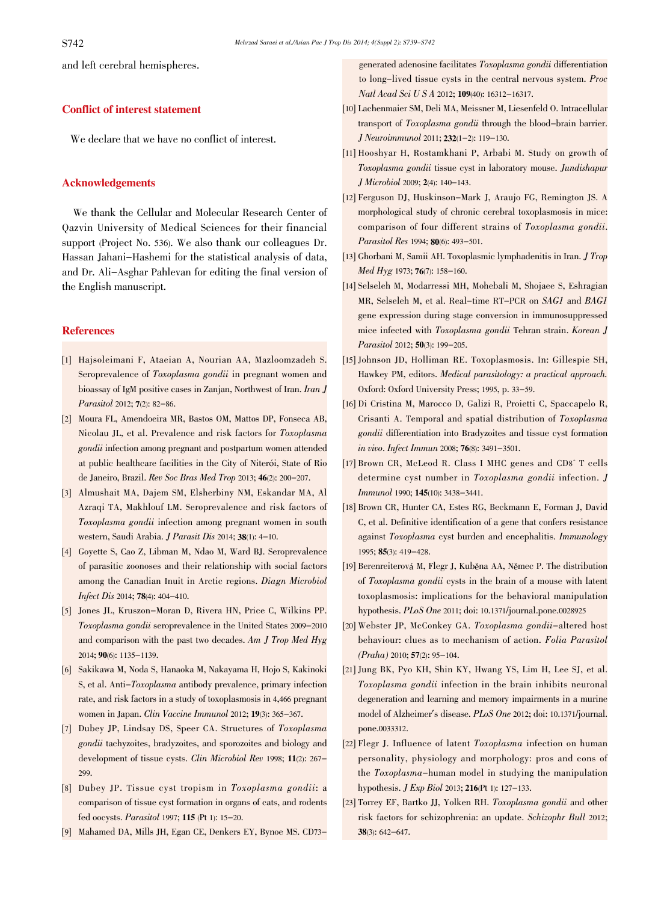and left cerebral hemispheres.

## Conflict of interest statement

We declare that we have no conflict of interest.

## Acknowledgements

We thank the Cellular and Molecular Research Center of Qazvin University of Medical Sciences for their financial support (Project No. 536). We also thank our colleagues Dr. Hassan Jahani–Hashemi for the statistical analysis of data, and Dr. Ali–Asghar Pahlevan for editing the final version of the English manuscript.

## References

[1] Hajsoleimani F, Ataeian A, Nourian AA, Mazloomzadeh S. Seroprevalence of *Toxoplasma gondii* in pregnant women and bioassay of IgM positive cases in Zanjan, Northwest of Iran. *Iran J Parasitol* 2012; **7**(2): 82–86.

[2] Moura FL, Amendoeira MR, Bastos OM, Mattos DP, Fonseca AB, Nicolau JL, et al. Prevalence and risk factors for *Toxoplasma gondii* infection among pregnant and postpartum women attended at public healthcare facilities in the City of Niterói, State of Rio de Janeiro, Brazil. *Rev Soc Bras Med Trop* 2013; **46**(2): 200–207.

[3] Almushait MA, Dajem SM, Elsherbiny NM, Eskandar MA, Al Azraqi TA, Makhlouf LM. Seroprevalence and risk factors of *Toxoplasma gondii* infection among pregnant women in south western, Saudi Arabia. *J Parasit Dis* 2014; **38**(1): 4–10.

[4] Goyette S, Cao Z, Libman M, Ndao M, Ward BJ. Seroprevalence of parasitic zoonoses and their relationship with social factors among the Canadian Inuit in Arctic regions. *Diagn Microbiol Infect Dis* 2014; **78**(4): 404–410.

[5] Jones JL, Kruszon–Moran D, Rivera HN, Price C, Wilkins PP. *Toxoplasma gondii* seroprevalence in the United States 2009–2010 and comparison with the past two decades. *Am J Trop Med Hyg* 2014; **90**(6): 1135–1139.

[6] Sakikawa M, Noda S, Hanaoka M, Nakayama H, Hojo S, Kakinoki S, et al. Anti–*Toxoplasma* antibody prevalence, primary infection rate, and risk factors in a study of toxoplasmosis in 4,466 pregnant women in Japan. *Clin Vaccine Immunol* 2012; **19**(3): 365–367.

[7] Dubey JP, Lindsay DS, Speer CA. Structures of *Toxoplasma gondii* tachyzoites, bradyzoites, and sporozoites and biology and development of tissue cysts. *Clin Microbiol Rev* 1998; **11**(2): 267–299.

[8] Dubey JP. Tissue cyst tropism in *Toxoplasma gondii*: a comparison of tissue cyst formation in organs of cats, and rodents fed oocysts. *Parasitol* 1997; **115** (Pt 1): 15–20.

[9] Mahamed DA, Mills JH, Egan CE, Denkers EY, Bynoe MS. CD73–generated adenosine facilitates *Toxoplasma gondii* differentiation to long–lived tissue cysts in the central nervous system. *Proc Natl Acad Sci U S A* 2012; **109**(40): 16312–16317.

[10] Lachenmaier SM, Deli MA, Meissner M, Liesenfeld O. Intracellular transport of *Toxoplasma gondii* through the blood–brain barrier. *J Neuroimmunol* 2011; **232**(1–2): 119–130.

[11] Hooshyar H, Rostamkhani P, Arbabi M. Study on growth of *Toxoplasma gondii* tissue cyst in laboratory mouse. *Jundishapur J Microbiol* 2009; **2**(4): 140–143.

[12] Ferguson DJ, Huskinson–Mark J, Araujo FG, Remington JS. A morphological study of chronic cerebral toxoplasmosis in mice: comparison of four different strains of *Toxoplasma gondii*. *Parasitol Res* 1994; **80**(6): 493–501.

[13] Ghorbani M, Samii AH. Toxoplasmic lymphadenitis in Iran. *J Trop Med Hyg* 1973; **76**(7): 158–160.

[14] Selseleh M, Modarressi MH, Mohebali M, Shojaee S, Eshragian MR, Selseleh M, et al. Real–time RT–PCR on *SAG1* and *BAG1* gene expression during stage conversion in immunosuppressed mice infected with *Toxoplasma gondii* Tehran strain. *Korean J Parasitol* 2012; **50**(3): 199–205.

[15] Johnson JD, Holliman RE. Toxoplasmosis. In: Gillespie SH, Hawkey PM, editors. *Medical parasitology: a practical approach.* Oxford: Oxford University Press; 1995, p. 33–59.

[16] Di Cristina M, Marocco D, Galizi R, Proietti C, Spaccapelo R, Crisanti A. Temporal and spatial distribution of *Toxoplasma gondii* differentiation into Bradyzoites and tissue cyst formation *in vivo*. *Infect Immun* 2008; **76**(8): 3491–3501.

[17] Brown CR, McLeod R. Class I MHC genes and CD8$^{+}$ T cells determine cyst number in *Toxoplasma gondii* infection. *J Immunol* 1990; **145**(10): 3438–3441.

[18] Brown CR, Hunter CA, Estes RG, Beckmann E, Forman J, David C, et al. Definitive identification of a gene that confers resistance against *Toxoplasma* cyst burden and encephalitis. *Immunology* 1995; **85**(3): 419–428.

[19] Berenreiterová M, Flegr J, Kuběna AA, Němec P. The distribution of *Toxoplasma gondii* cysts in the brain of a mouse with latent toxoplasmosis: implications for the behavioral manipulation hypothesis. *PLoS One* 2011; doi: 10.1371/journal.pone.0028925

[20] Webster JP, McConkey GA. *Toxoplasma gondii*–altered host behaviour: clues as to mechanism of action. *Folia Parasitol (Praha)* 2010; **57**(2): 95–104.

[21] Jung BK, Pyo KH, Shin KY, Hwang YS, Lim H, Lee SJ, et al. *Toxoplasma gondii* infection in the brain inhibits neuronal degeneration and learning and memory impairments in a murine model of Alzheimer's disease. *PLoS One* 2012; doi: 10.1371/journal.pone.0033312.

[22] Flegr J. Influence of latent *Toxoplasma* infection on human personality, physiology and morphology: pros and cons of the *Toxoplasma*–human model in studying the manipulation hypothesis. *J Exp Biol* 2013; **216**(Pt 1): 127–133.

[23] Torrey EF, Bartko JJ, Yolken RH. *Toxoplasma gondii* and other risk factors for schizophrenia: an update. *Schizophr Bull* 2012; **38**(3): 642–647.